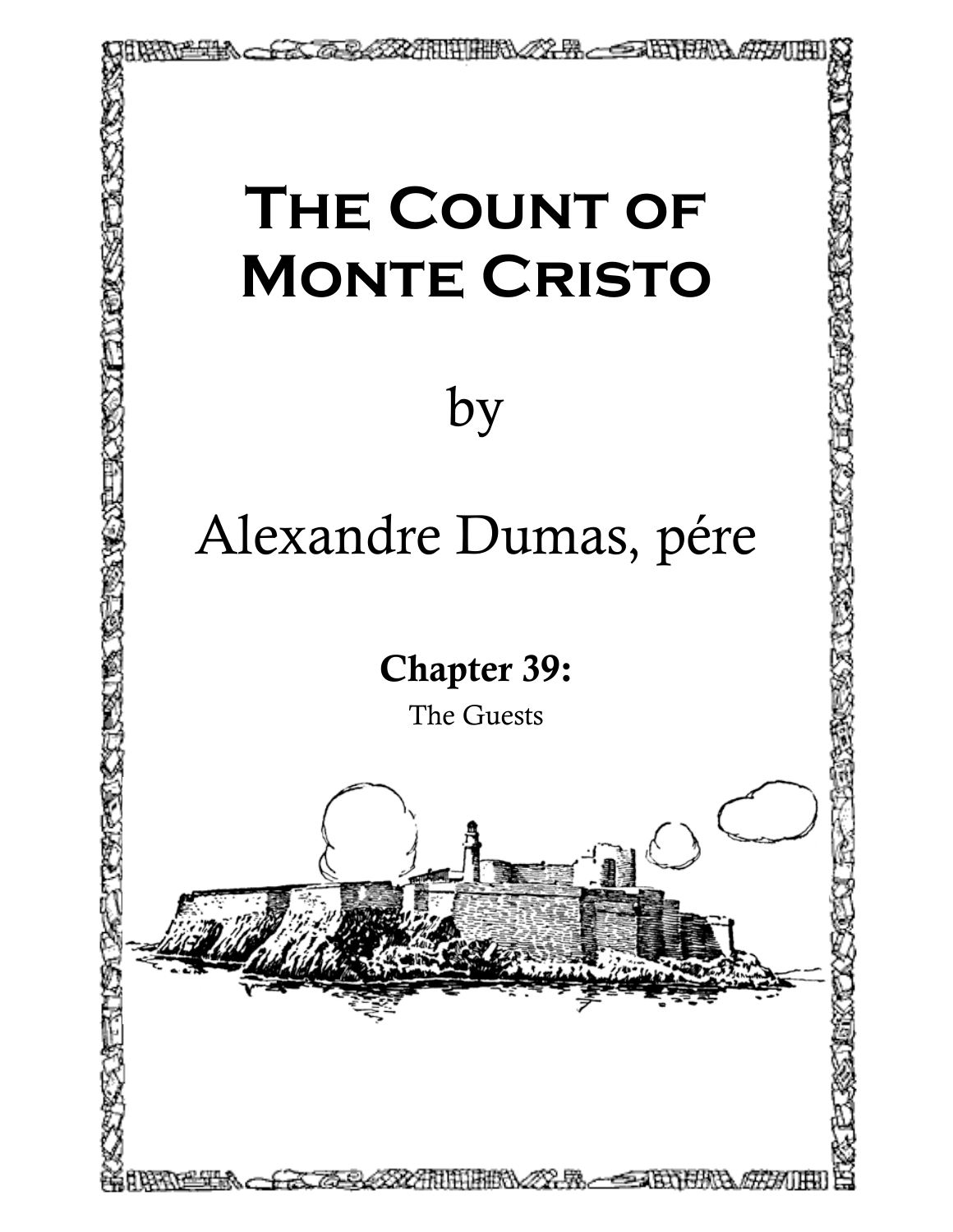# The Count of Monte Cristo

by

Alexandre Dumas, pére

**Chapter 39:**

The Guests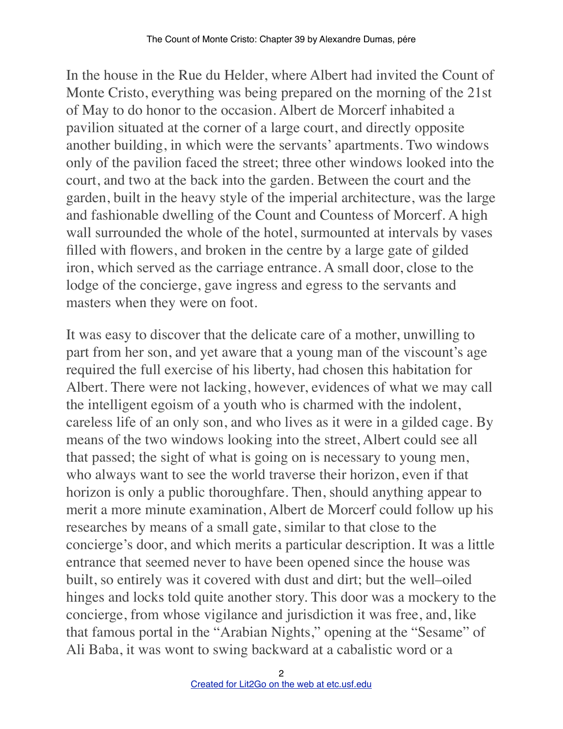In the house in the Rue du Helder, where Albert had invited the Count of Monte Cristo, everything was being prepared on the morning of the 21st of May to do honor to the occasion. Albert de Morcerf inhabited a pavilion situated at the corner of a large court, and directly opposite another building, in which were the servants' apartments. Two windows only of the pavilion faced the street; three other windows looked into the court, and two at the back into the garden. Between the court and the garden, built in the heavy style of the imperial architecture, was the large and fashionable dwelling of the Count and Countess of Morcerf. A high wall surrounded the whole of the hotel, surmounted at intervals by vases filled with flowers, and broken in the centre by a large gate of gilded iron, which served as the carriage entrance. A small door, close to the lodge of the concierge, gave ingress and egress to the servants and masters when they were on foot.

It was easy to discover that the delicate care of a mother, unwilling to part from her son, and yet aware that a young man of the viscount's age required the full exercise of his liberty, had chosen this habitation for Albert. There were not lacking, however, evidences of what we may call the intelligent egoism of a youth who is charmed with the indolent, careless life of an only son, and who lives as it were in a gilded cage. By means of the two windows looking into the street, Albert could see all that passed; the sight of what is going on is necessary to young men, who always want to see the world traverse their horizon, even if that horizon is only a public thoroughfare. Then, should anything appear to merit a more minute examination, Albert de Morcerf could follow up his researches by means of a small gate, similar to that close to the concierge's door, and which merits a particular description. It was a little entrance that seemed never to have been opened since the house was built, so entirely was it covered with dust and dirt; but the well–oiled hinges and locks told quite another story. This door was a mockery to the concierge, from whose vigilance and jurisdiction it was free, and, like that famous portal in the "Arabian Nights," opening at the "Sesame" of Ali Baba, it was wont to swing backward at a cabalistic word or a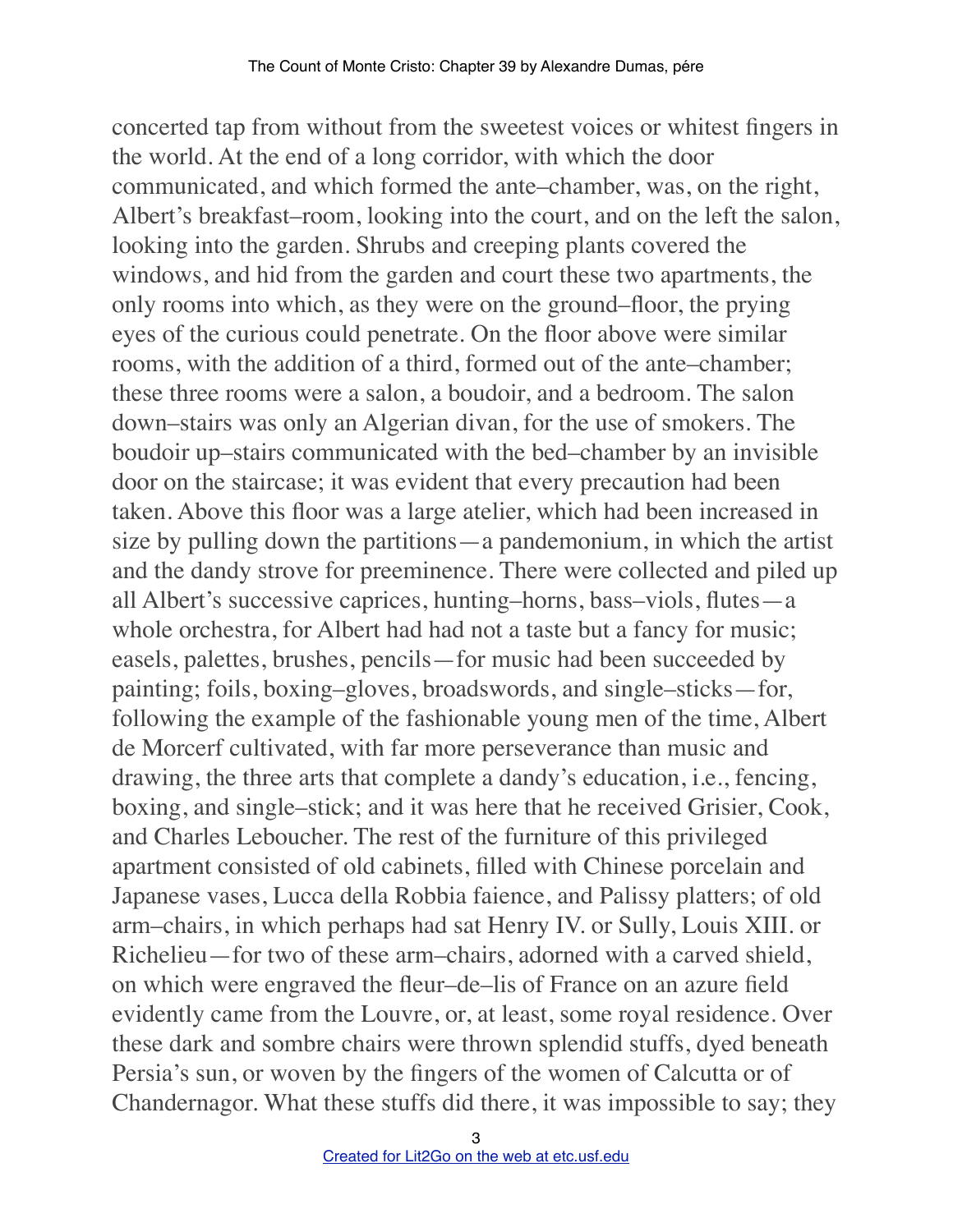concerted tap from without from the sweetest voices or whitest fingers in the world. At the end of a long corridor, with which the door communicated, and which formed the ante–chamber, was, on the right, Albert's breakfast–room, looking into the court, and on the left the salon, looking into the garden. Shrubs and creeping plants covered the windows, and hid from the garden and court these two apartments, the only rooms into which, as they were on the ground–floor, the prying eyes of the curious could penetrate. On the floor above were similar rooms, with the addition of a third, formed out of the ante–chamber; these three rooms were a salon, a boudoir, and a bedroom. The salon down–stairs was only an Algerian divan, for the use of smokers. The boudoir up–stairs communicated with the bed–chamber by an invisible door on the staircase; it was evident that every precaution had been taken. Above this floor was a large atelier, which had been increased in size by pulling down the partitions—a pandemonium, in which the artist and the dandy strove for preeminence. There were collected and piled up all Albert's successive caprices, hunting–horns, bass–viols, flutes—a whole orchestra, for Albert had had not a taste but a fancy for music; easels, palettes, brushes, pencils—for music had been succeeded by painting; foils, boxing–gloves, broadswords, and single–sticks—for, following the example of the fashionable young men of the time, Albert de Morcerf cultivated, with far more perseverance than music and drawing, the three arts that complete a dandy's education, i.e., fencing, boxing, and single–stick; and it was here that he received Grisier, Cook, and Charles Leboucher. The rest of the furniture of this privileged apartment consisted of old cabinets, filled with Chinese porcelain and Japanese vases, Lucca della Robbia faience, and Palissy platters; of old arm–chairs, in which perhaps had sat Henry IV. or Sully, Louis XIII. or Richelieu—for two of these arm–chairs, adorned with a carved shield, on which were engraved the fleur–de–lis of France on an azure field evidently came from the Louvre, or, at least, some royal residence. Over these dark and sombre chairs were thrown splendid stuffs, dyed beneath Persia's sun, or woven by the fingers of the women of Calcutta or of Chandernagor. What these stuffs did there, it was impossible to say; they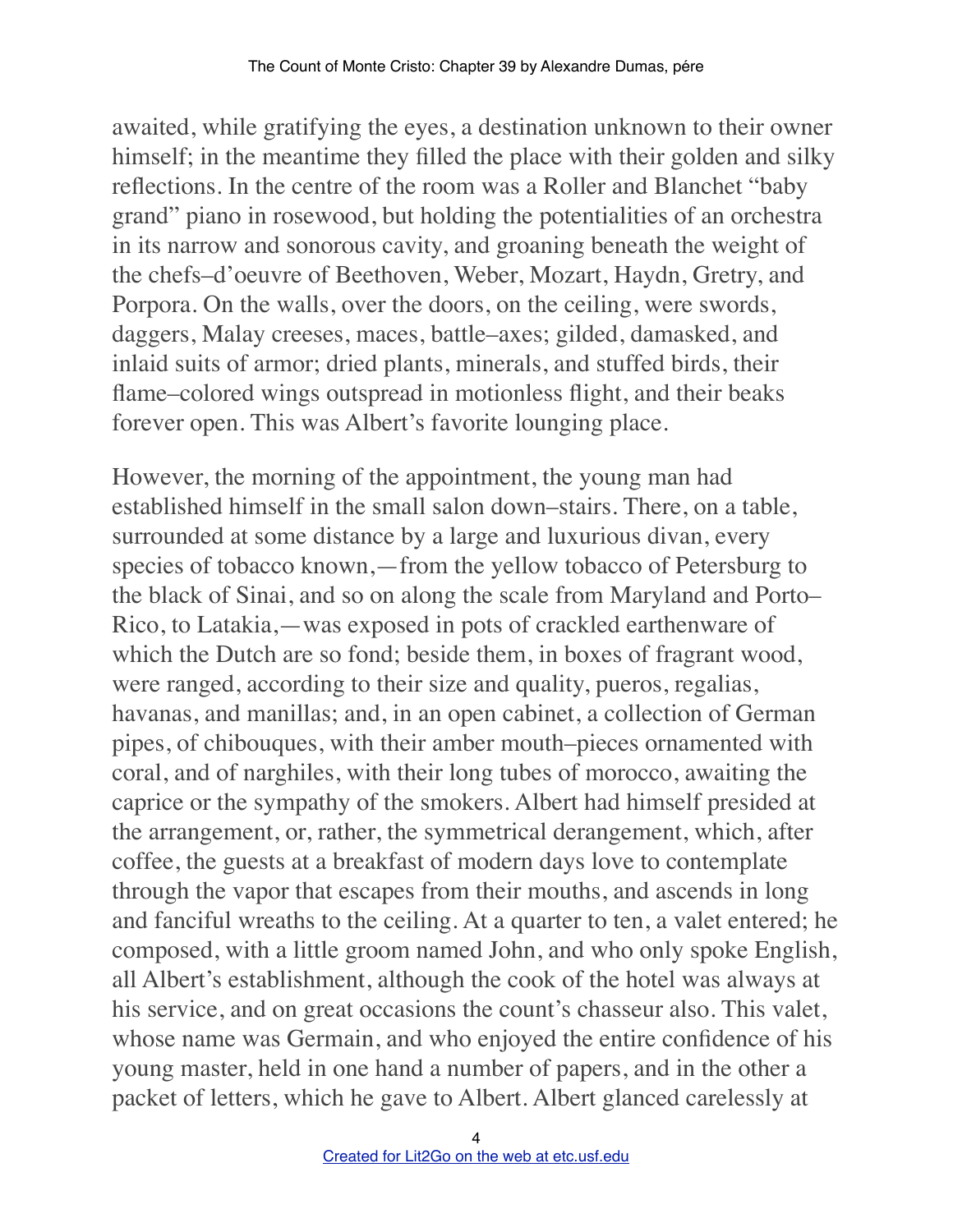awaited, while gratifying the eyes, a destination unknown to their owner himself; in the meantime they filled the place with their golden and silky reflections. In the centre of the room was a Roller and Blanchet "baby grand" piano in rosewood, but holding the potentialities of an orchestra in its narrow and sonorous cavity, and groaning beneath the weight of the chefs–d'oeuvre of Beethoven, Weber, Mozart, Haydn, Gretry, and Porpora. On the walls, over the doors, on the ceiling, were swords, daggers, Malay creeses, maces, battle–axes; gilded, damasked, and inlaid suits of armor; dried plants, minerals, and stuffed birds, their flame–colored wings outspread in motionless flight, and their beaks forever open. This was Albert's favorite lounging place.

However, the morning of the appointment, the young man had established himself in the small salon down–stairs. There, on a table, surrounded at some distance by a large and luxurious divan, every species of tobacco known,—from the yellow tobacco of Petersburg to the black of Sinai, and so on along the scale from Maryland and Porto–Rico, to Latakia,—was exposed in pots of crackled earthenware of which the Dutch are so fond; beside them, in boxes of fragrant wood, were ranged, according to their size and quality, pueros, regalias, havanas, and manillas; and, in an open cabinet, a collection of German pipes, of chibouques, with their amber mouth–pieces ornamented with coral, and of narghiles, with their long tubes of morocco, awaiting the caprice or the sympathy of the smokers. Albert had himself presided at the arrangement, or, rather, the symmetrical derangement, which, after coffee, the guests at a breakfast of modern days love to contemplate through the vapor that escapes from their mouths, and ascends in long and fanciful wreaths to the ceiling. At a quarter to ten, a valet entered; he composed, with a little groom named John, and who only spoke English, all Albert's establishment, although the cook of the hotel was always at his service, and on great occasions the count's chasseur also. This valet, whose name was Germain, and who enjoyed the entire confidence of his young master, held in one hand a number of papers, and in the other a packet of letters, which he gave to Albert. Albert glanced carelessly at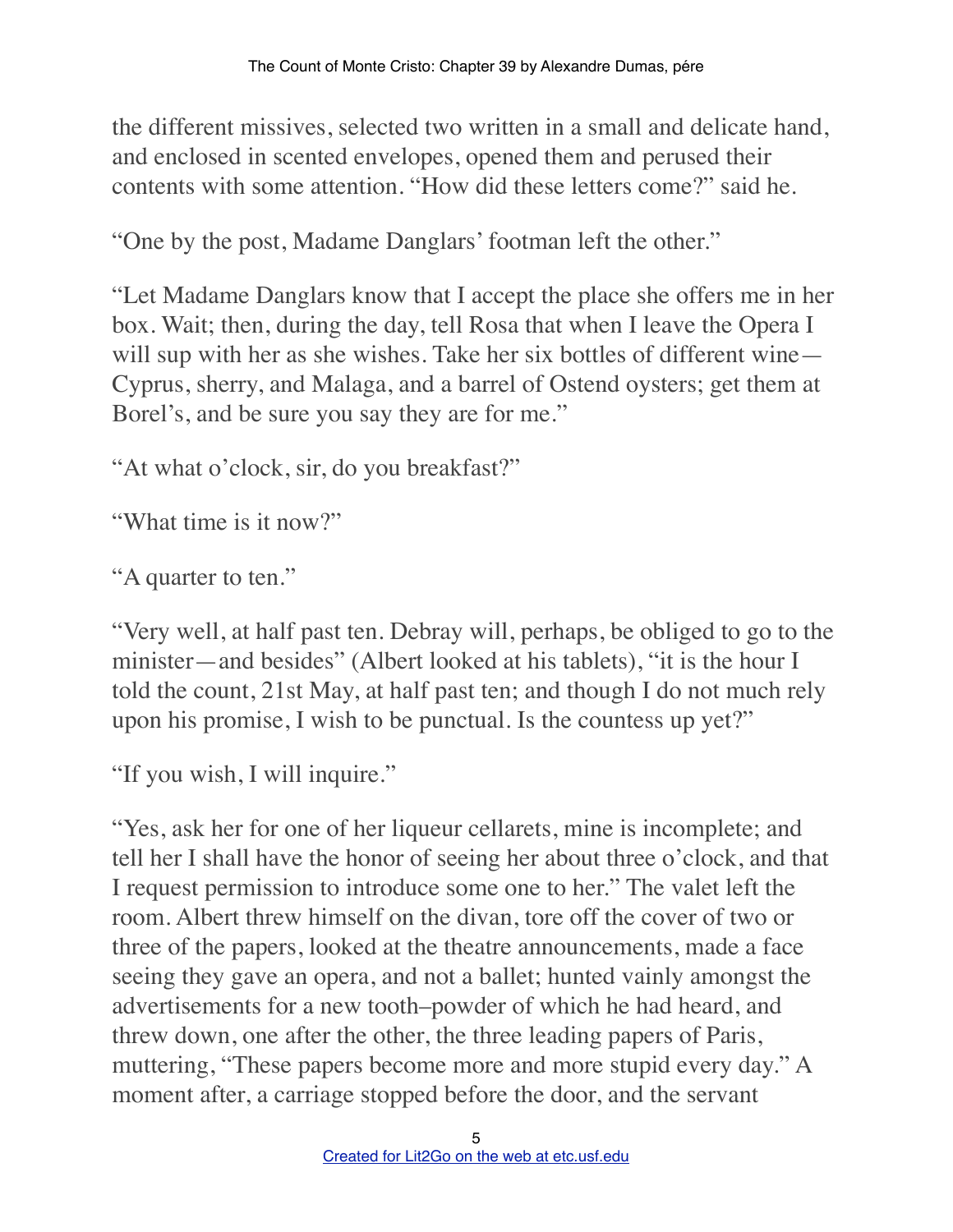the different missives, selected two written in a small and delicate hand, and enclosed in scented envelopes, opened them and perused their contents with some attention. "How did these letters come?" said he.

"One by the post, Madame Danglars' footman left the other."

"Let Madame Danglars know that I accept the place she offers me in her box. Wait; then, during the day, tell Rosa that when I leave the Opera I will sup with her as she wishes. Take her six bottles of different wine—Cyprus, sherry, and Malaga, and a barrel of Ostend oysters; get them at Borel's, and be sure you say they are for me."

"At what o'clock, sir, do you breakfast?"

"What time is it now?"

"A quarter to ten."

"Very well, at half past ten. Debray will, perhaps, be obliged to go to the minister—and besides" (Albert looked at his tablets), "it is the hour I told the count, 21st May, at half past ten; and though I do not much rely upon his promise, I wish to be punctual. Is the countess up yet?"

"If you wish, I will inquire."

"Yes, ask her for one of her liqueur cellarets, mine is incomplete; and tell her I shall have the honor of seeing her about three o'clock, and that I request permission to introduce some one to her." The valet left the room. Albert threw himself on the divan, tore off the cover of two or three of the papers, looked at the theatre announcements, made a face seeing they gave an opera, and not a ballet; hunted vainly amongst the advertisements for a new tooth–powder of which he had heard, and threw down, one after the other, the three leading papers of Paris, muttering, "These papers become more and more stupid every day." A moment after, a carriage stopped before the door, and the servant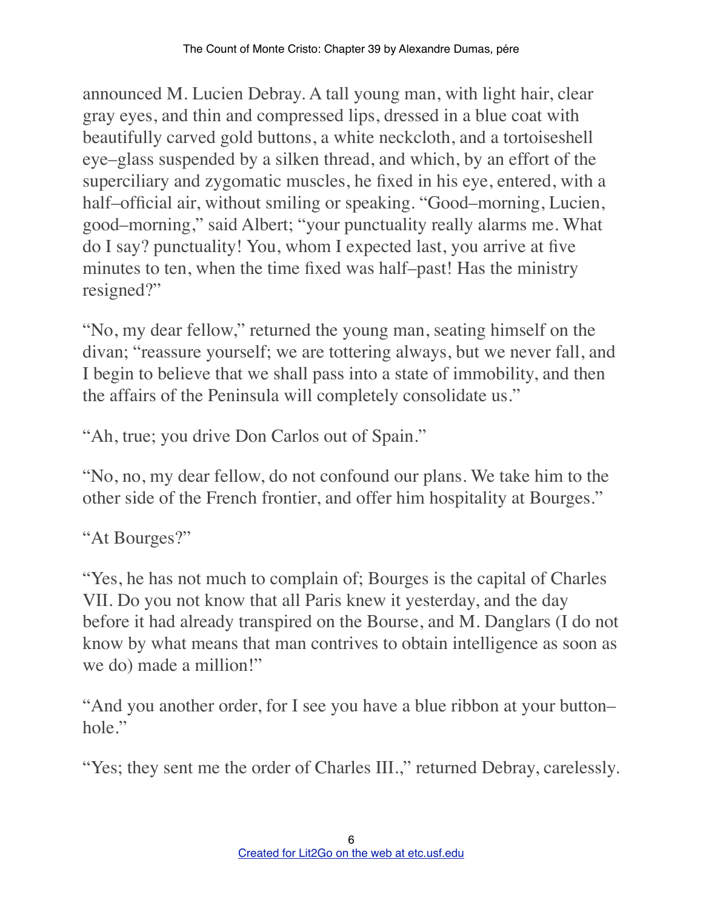announced M. Lucien Debray. A tall young man, with light hair, clear gray eyes, and thin and compressed lips, dressed in a blue coat with beautifully carved gold buttons, a white neckcloth, and a tortoiseshell eye–glass suspended by a silken thread, and which, by an effort of the superciliary and zygomatic muscles, he fixed in his eye, entered, with a half–official air, without smiling or speaking. "Good–morning, Lucien, good–morning," said Albert; "your punctuality really alarms me. What do I say? punctuality! You, whom I expected last, you arrive at five minutes to ten, when the time fixed was half–past! Has the ministry resigned?"

"No, my dear fellow," returned the young man, seating himself on the divan; "reassure yourself; we are tottering always, but we never fall, and I begin to believe that we shall pass into a state of immobility, and then the affairs of the Peninsula will completely consolidate us."

"Ah, true; you drive Don Carlos out of Spain."

"No, no, my dear fellow, do not confound our plans. We take him to the other side of the French frontier, and offer him hospitality at Bourges."

"At Bourges?"

"Yes, he has not much to complain of; Bourges is the capital of Charles VII. Do you not know that all Paris knew it yesterday, and the day before it had already transpired on the Bourse, and M. Danglars (I do not know by what means that man contrives to obtain intelligence as soon as we do) made a million!"

"And you another order, for I see you have a blue ribbon at your button–hole."

"Yes; they sent me the order of Charles III.," returned Debray, carelessly.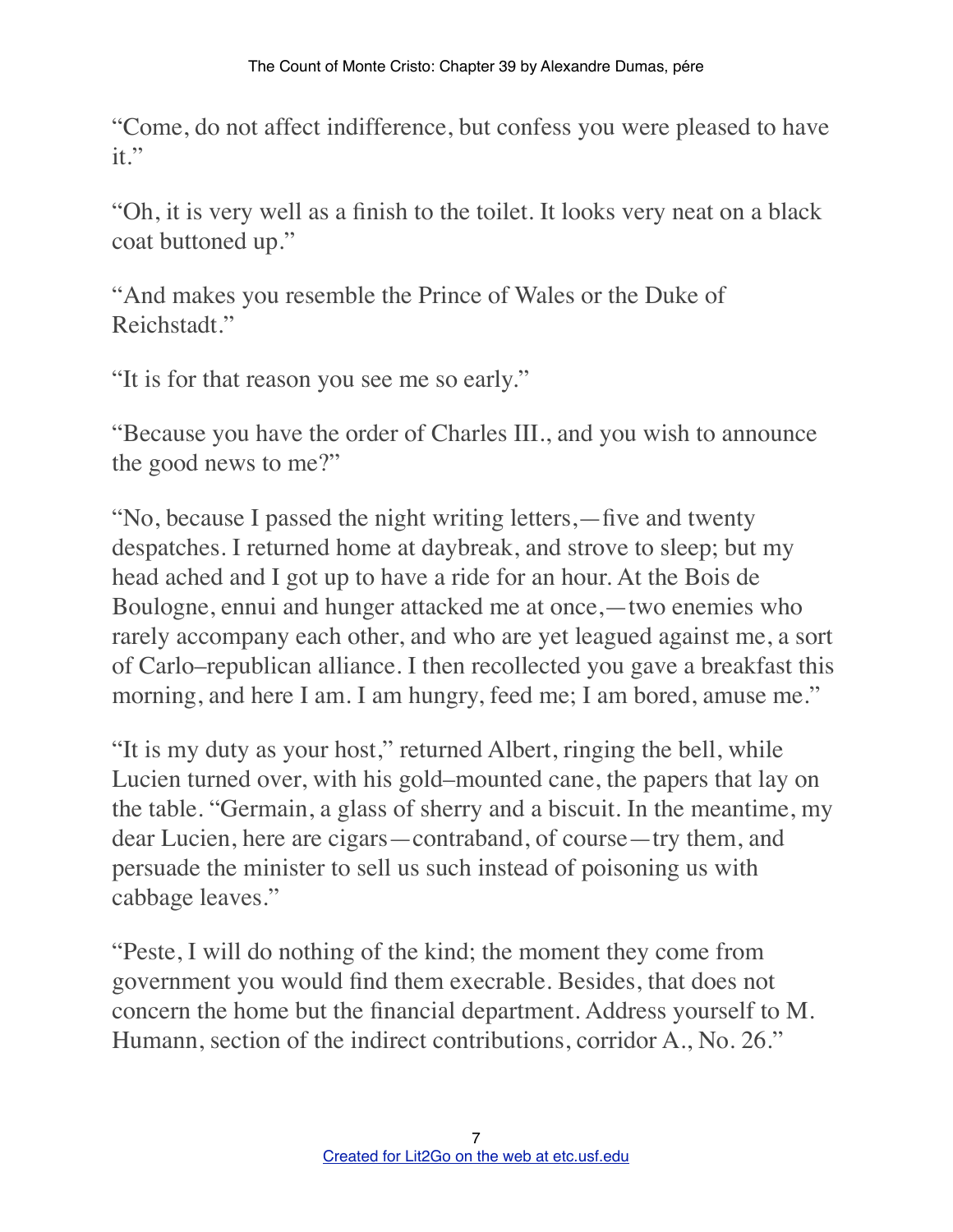"Come, do not affect indifference, but confess you were pleased to have it."

"Oh, it is very well as a finish to the toilet. It looks very neat on a black coat buttoned up."

"And makes you resemble the Prince of Wales or the Duke of Reichstadt."

"It is for that reason you see me so early."

"Because you have the order of Charles III., and you wish to announce the good news to me?"

"No, because I passed the night writing letters,—five and twenty despatches. I returned home at daybreak, and strove to sleep; but my head ached and I got up to have a ride for an hour. At the Bois de Boulogne, ennui and hunger attacked me at once,—two enemies who rarely accompany each other, and who are yet leagued against me, a sort of Carlo–republican alliance. I then recollected you gave a breakfast this morning, and here I am. I am hungry, feed me; I am bored, amuse me."

"It is my duty as your host," returned Albert, ringing the bell, while Lucien turned over, with his gold–mounted cane, the papers that lay on the table. "Germain, a glass of sherry and a biscuit. In the meantime, my dear Lucien, here are cigars—contraband, of course—try them, and persuade the minister to sell us such instead of poisoning us with cabbage leaves."

"Peste, I will do nothing of the kind; the moment they come from government you would find them execrable. Besides, that does not concern the home but the financial department. Address yourself to M. Humann, section of the indirect contributions, corridor A., No. 26."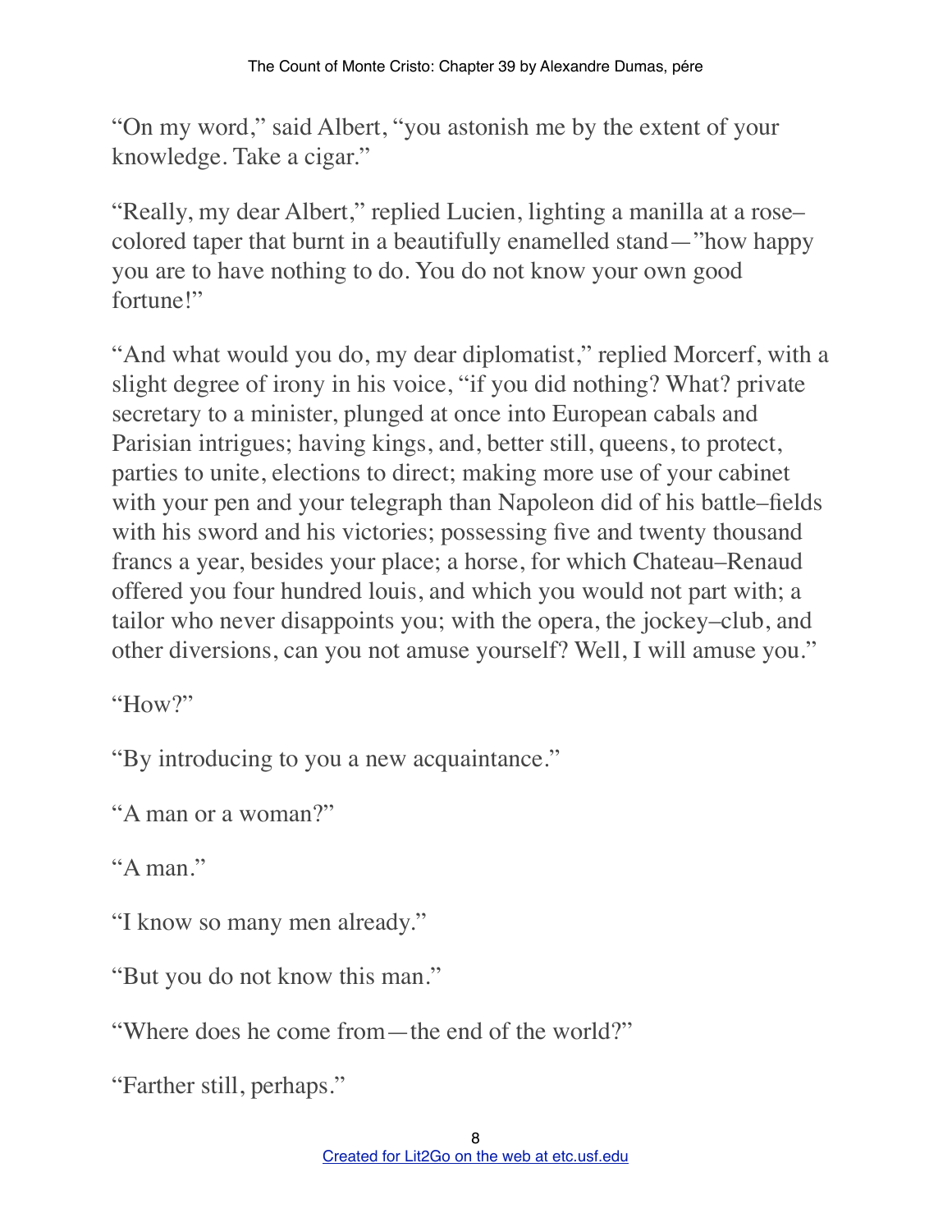"On my word," said Albert, "you astonish me by the extent of your knowledge. Take a cigar."

"Really, my dear Albert," replied Lucien, lighting a manilla at a rose–colored taper that burnt in a beautifully enamelled stand—"how happy you are to have nothing to do. You do not know your own good fortune!"

"And what would you do, my dear diplomatist," replied Morcerf, with a slight degree of irony in his voice, "if you did nothing? What? private secretary to a minister, plunged at once into European cabals and Parisian intrigues; having kings, and, better still, queens, to protect, parties to unite, elections to direct; making more use of your cabinet with your pen and your telegraph than Napoleon did of his battle–fields with his sword and his victories; possessing five and twenty thousand francs a year, besides your place; a horse, for which Chateau–Renaud offered you four hundred louis, and which you would not part with; a tailor who never disappoints you; with the opera, the jockey–club, and other diversions, can you not amuse yourself? Well, I will amuse you."

"How?"

"By introducing to you a new acquaintance."

"A man or a woman?"

"A man."

"I know so many men already."

"But you do not know this man."

"Where does he come from—the end of the world?"

"Farther still, perhaps."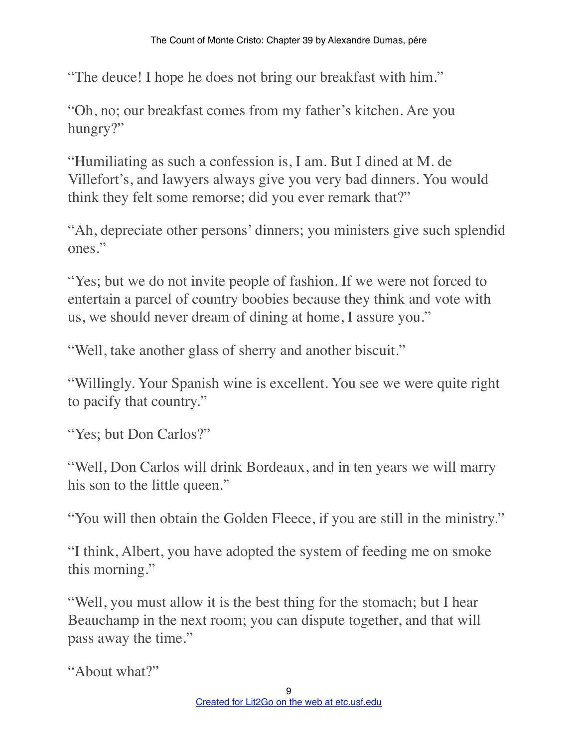"The deuce! I hope he does not bring our breakfast with him."

"Oh, no; our breakfast comes from my father's kitchen. Are you hungry?"

"Humiliating as such a confession is, I am. But I dined at M. de Villefort's, and lawyers always give you very bad dinners. You would think they felt some remorse; did you ever remark that?"

"Ah, depreciate other persons' dinners; you ministers give such splendid ones."

"Yes; but we do not invite people of fashion. If we were not forced to entertain a parcel of country boobies because they think and vote with us, we should never dream of dining at home, I assure you."

"Well, take another glass of sherry and another biscuit."

"Willingly. Your Spanish wine is excellent. You see we were quite right to pacify that country."

"Yes; but Don Carlos?"

"Well, Don Carlos will drink Bordeaux, and in ten years we will marry his son to the little queen."

"You will then obtain the Golden Fleece, if you are still in the ministry."

"I think, Albert, you have adopted the system of feeding me on smoke this morning."

"Well, you must allow it is the best thing for the stomach; but I hear Beauchamp in the next room; you can dispute together, and that will pass away the time."

"About what?"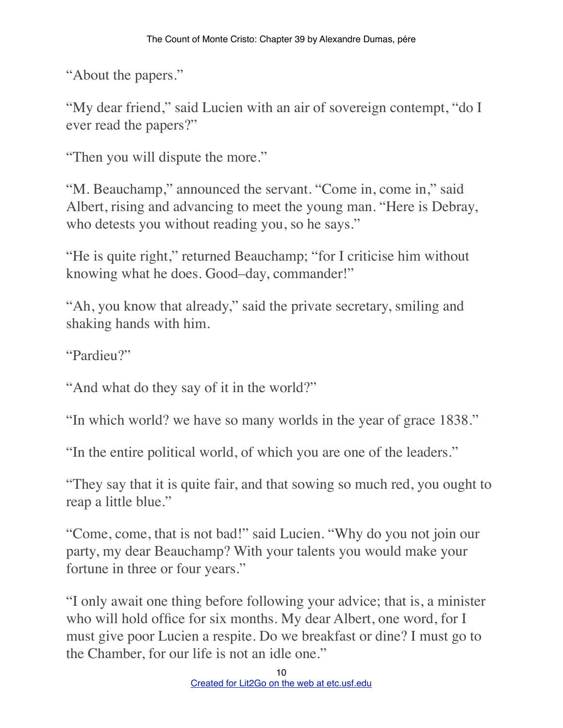“About the papers.”

“My dear friend,” said Lucien with an air of sovereign contempt, “do I ever read the papers?”

“Then you will dispute the more.”

“M. Beauchamp,” announced the servant. “Come in, come in,” said Albert, rising and advancing to meet the young man. “Here is Debray, who detests you without reading you, so he says.”

“He is quite right,” returned Beauchamp; “for I criticise him without knowing what he does. Good–day, commander!”

“Ah, you know that already,” said the private secretary, smiling and shaking hands with him.

“Pardieu?”

“And what do they say of it in the world?”

“In which world? we have so many worlds in the year of grace 1838.”

“In the entire political world, of which you are one of the leaders.”

“They say that it is quite fair, and that sowing so much red, you ought to reap a little blue.”

“Come, come, that is not bad!” said Lucien. “Why do you not join our party, my dear Beauchamp? With your talents you would make your fortune in three or four years.”

“I only await one thing before following your advice; that is, a minister who will hold office for six months. My dear Albert, one word, for I must give poor Lucien a respite. Do we breakfast or dine? I must go to the Chamber, for our life is not an idle one.”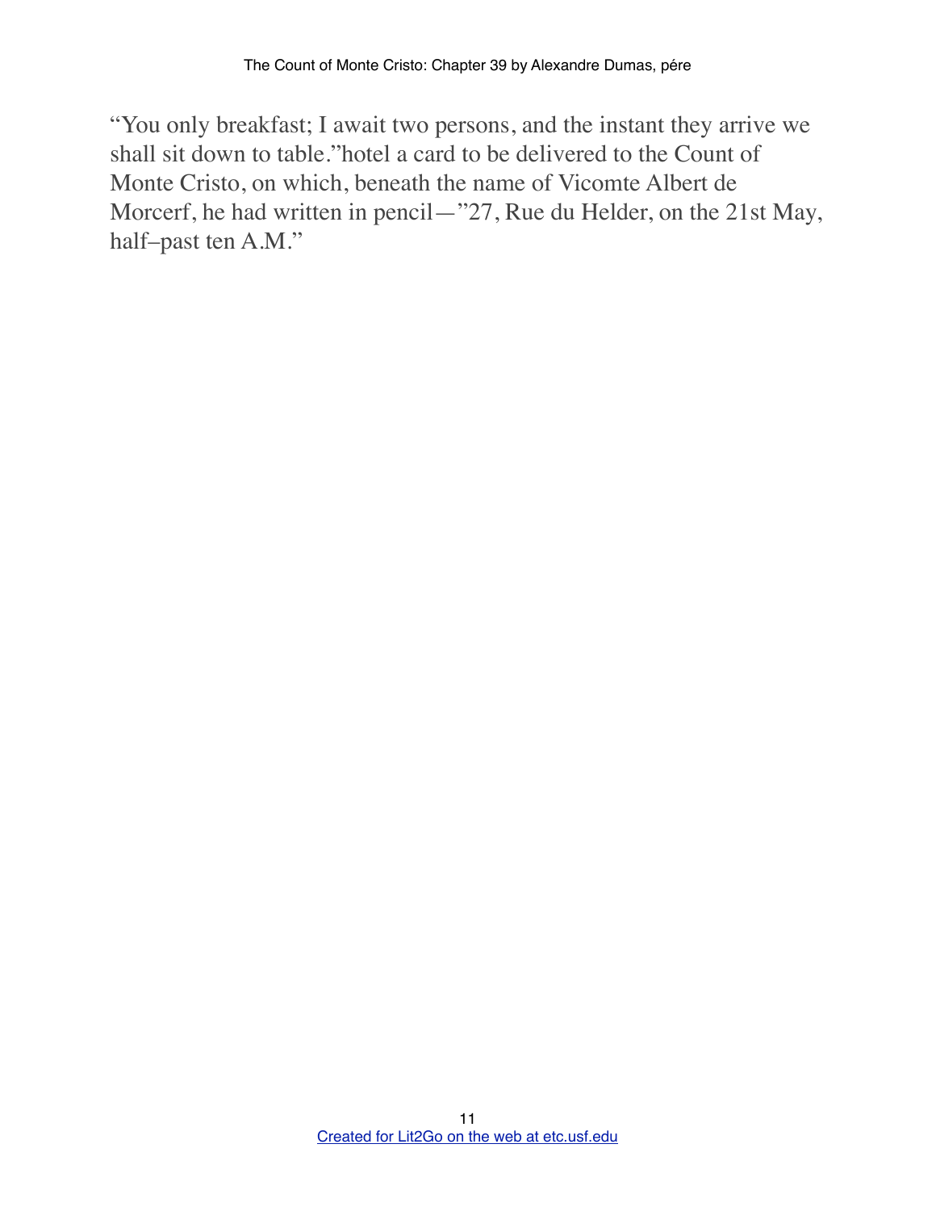“You only breakfast; I await two persons, and the instant they arrive we shall sit down to table.”hotel a card to be delivered to the Count of Monte Cristo, on which, beneath the name of Vicomte Albert de Morcerf, he had written in pencil—”27, Rue du Helder, on the 21st May, half–past ten A.M.”